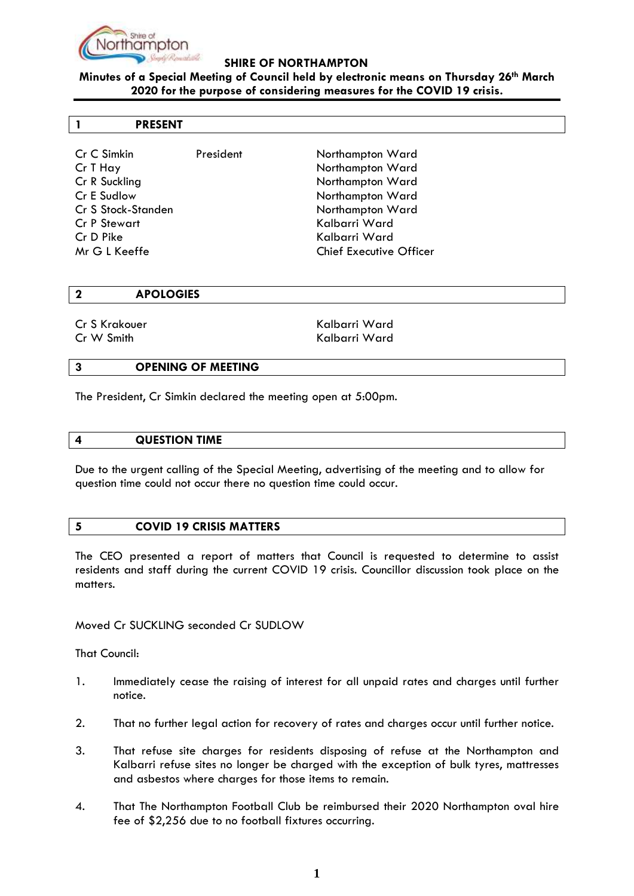**SHIRE OF NORTHAMPTON**

**Minutes of a Special Meeting of Council held by electronic means on Thursday 26th March 2020 for the purpose of considering measures for the COVID 19 crisis.**

## 1 PRESENT

| | | |
|---|---|---|
| Cr C Simkin | President | Northampton Ward |
| Cr T Hay | | Northampton Ward |
| Cr R Suckling | | Northampton Ward |
| Cr E Sudlow | | Northampton Ward |
| Cr S Stock-Standen | | Northampton Ward |
| Cr P Stewart | | Kalbarri Ward |
| Cr D Pike | | Kalbarri Ward |
| Mr G L Keeffe | | Chief Executive Officer |

## 2 APOLOGIES

| | |
|---|---|
| Cr S Krakouer | Kalbarri Ward |
| Cr W Smith | Kalbarri Ward |

## 3 OPENING OF MEETING

The President, Cr Simkin declared the meeting open at 5:00pm.

## 4 QUESTION TIME

Due to the urgent calling of the Special Meeting, advertising of the meeting and to allow for question time could not occur there no question time could occur.

## 5 COVID 19 CRISIS MATTERS

The CEO presented a report of matters that Council is requested to determine to assist residents and staff during the current COVID 19 crisis. Councillor discussion took place on the matters.

Moved Cr SUCKLING seconded Cr SUDLOW

That Council:

1. Immediately cease the raising of interest for all unpaid rates and charges until further notice.

2. That no further legal action for recovery of rates and charges occur until further notice.

3. That refuse site charges for residents disposing of refuse at the Northampton and Kalbarri refuse sites no longer be charged with the exception of bulk tyres, mattresses and asbestos where charges for those items to remain.

4. That The Northampton Football Club be reimbursed their 2020 Northampton oval hire fee of $2,256 due to no football fixtures occurring.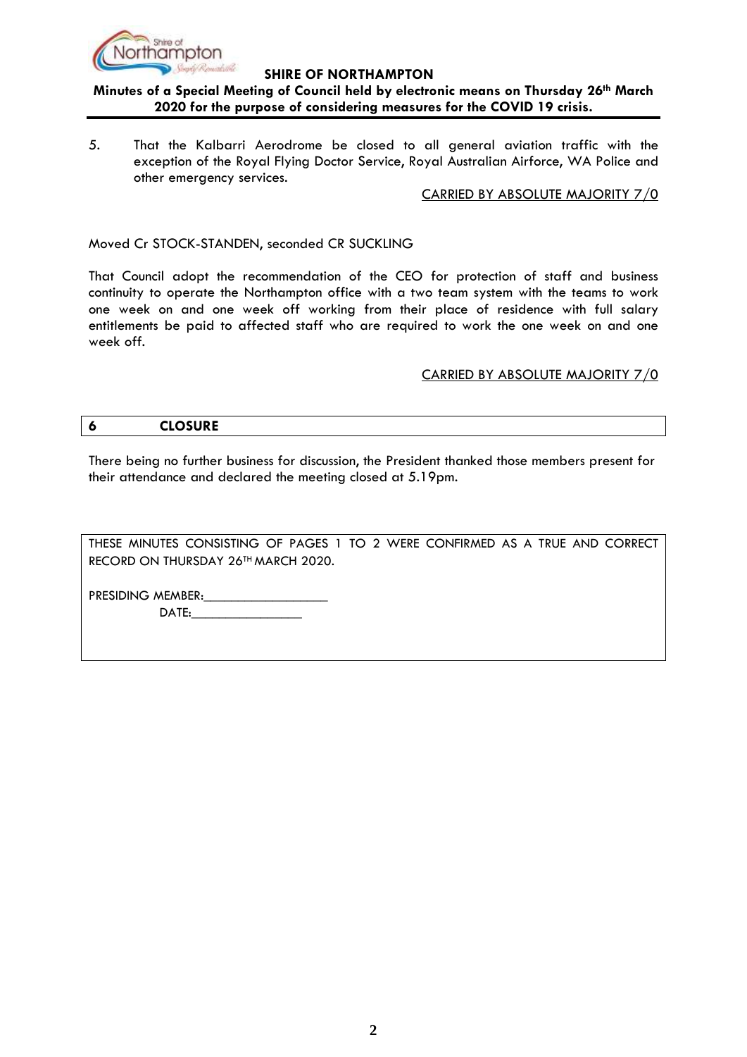5. That the Kalbarri Aerodrome be closed to all general aviation traffic with the exception of the Royal Flying Doctor Service, Royal Australian Airforce, WA Police and other emergency services.

CARRIED BY ABSOLUTE MAJORITY 7/0

Moved Cr STOCK-STANDEN, seconded CR SUCKLING

That Council adopt the recommendation of the CEO for protection of staff and business continuity to operate the Northampton office with a two team system with the teams to work one week on and one week off working from their place of residence with full salary entitlements be paid to affected staff who are required to work the one week on and one week off.

CARRIED BY ABSOLUTE MAJORITY 7/0

## 6 CLOSURE

There being no further business for discussion, the President thanked those members present for their attendance and declared the meeting closed at 5.19pm.

THESE MINUTES CONSISTING OF PAGES 1 TO 2 WERE CONFIRMED AS A TRUE AND CORRECT RECORD ON THURSDAY 26TH MARCH 2020.

PRESIDING MEMBER:\_\_\_\_\_\_\_\_\_\_\_\_\_\_\_\_\_\_

DATE:\_\_\_\_\_\_\_\_\_\_\_\_\_\_\_\_